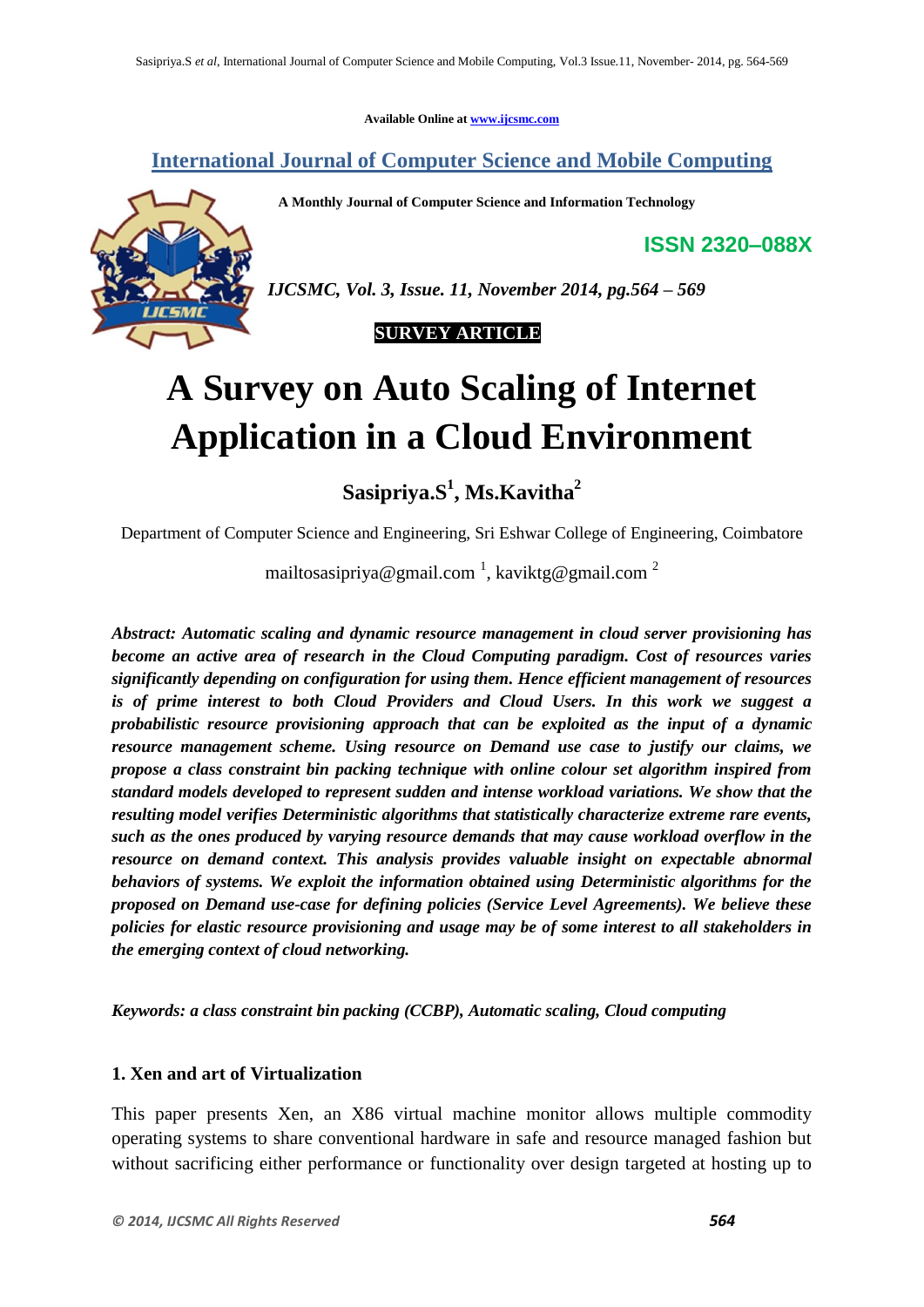Available Online at www.ijcsmc.com

# International Journal of Computer Science and Mobile Computing

**A Monthly Journal of Computer Science and Information Technology**

**ISSN 2320–088X**

*IJCSMC, Vol. 3, Issue. 11, November 2014, pg.564 – 569*

**SURVEY ARTICLE**

# A Survey on Auto Scaling of Internet Application in a Cloud Environment

**Sasipriya.S[1], Ms.Kavitha[2]**

Department of Computer Science and Engineering, Sri Eshwar College of Engineering, Coimbatore

mailtosasipriya@gmail.com [1], kaviktg@gmail.com [2]

***Abstract: Automatic scaling and dynamic resource management in cloud server provisioning has become an active area of research in the Cloud Computing paradigm. Cost of resources varies significantly depending on configuration for using them. Hence efficient management of resources is of prime interest to both Cloud Providers and Cloud Users. In this work we suggest a probabilistic resource provisioning approach that can be exploited as the input of a dynamic resource management scheme. Using resource on Demand use case to justify our claims, we propose a class constraint bin packing technique with online colour set algorithm inspired from standard models developed to represent sudden and intense workload variations. We show that the resulting model verifies Deterministic algorithms that statistically characterize extreme rare events, such as the ones produced by varying resource demands that may cause workload overflow in the resource on demand context. This analysis provides valuable insight on expectable abnormal behaviors of systems. We exploit the information obtained using Deterministic algorithms for the proposed on Demand use-case for defining policies (Service Level Agreements). We believe these policies for elastic resource provisioning and usage may be of some interest to all stakeholders in the emerging context of cloud networking.***

***Keywords: a class constraint bin packing (CCBP), Automatic scaling, Cloud computing***

## 1. Xen and art of Virtualization

This paper presents Xen, an X86 virtual machine monitor allows multiple commodity operating systems to share conventional hardware in safe and resource managed fashion but without sacrificing either performance or functionality over design targeted at hosting up to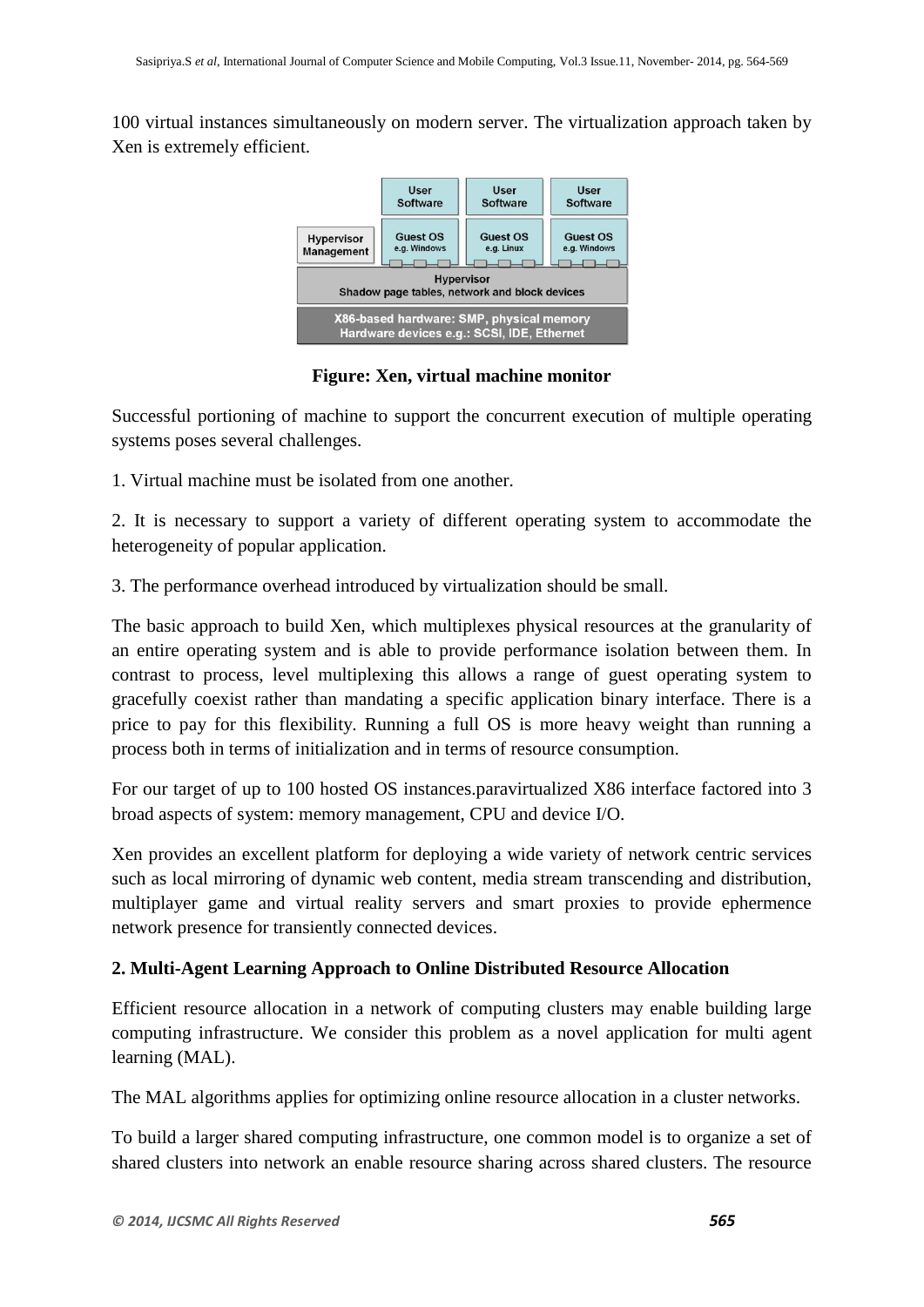100 virtual instances simultaneously on modern server. The virtualization approach taken by Xen is extremely efficient.

**Figure: Xen, virtual machine monitor**

Successful portioning of machine to support the concurrent execution of multiple operating systems poses several challenges.

1. Virtual machine must be isolated from one another.

2. It is necessary to support a variety of different operating system to accommodate the heterogeneity of popular application.

3. The performance overhead introduced by virtualization should be small.

The basic approach to build Xen, which multiplexes physical resources at the granularity of an entire operating system and is able to provide performance isolation between them. In contrast to process, level multiplexing this allows a range of guest operating system to gracefully coexist rather than mandating a specific application binary interface. There is a price to pay for this flexibility. Running a full OS is more heavy weight than running a process both in terms of initialization and in terms of resource consumption.

For our target of up to 100 hosted OS instances.paravirtualized X86 interface factored into 3 broad aspects of system: memory management, CPU and device I/O.

Xen provides an excellent platform for deploying a wide variety of network centric services such as local mirroring of dynamic web content, media stream transcending and distribution, multiplayer game and virtual reality servers and smart proxies to provide ephermence network presence for transiently connected devices.

**2. Multi-Agent Learning Approach to Online Distributed Resource Allocation**

Efficient resource allocation in a network of computing clusters may enable building large computing infrastructure. We consider this problem as a novel application for multi agent learning (MAL).

The MAL algorithms applies for optimizing online resource allocation in a cluster networks.

To build a larger shared computing infrastructure, one common model is to organize a set of shared clusters into network an enable resource sharing across shared clusters. The resource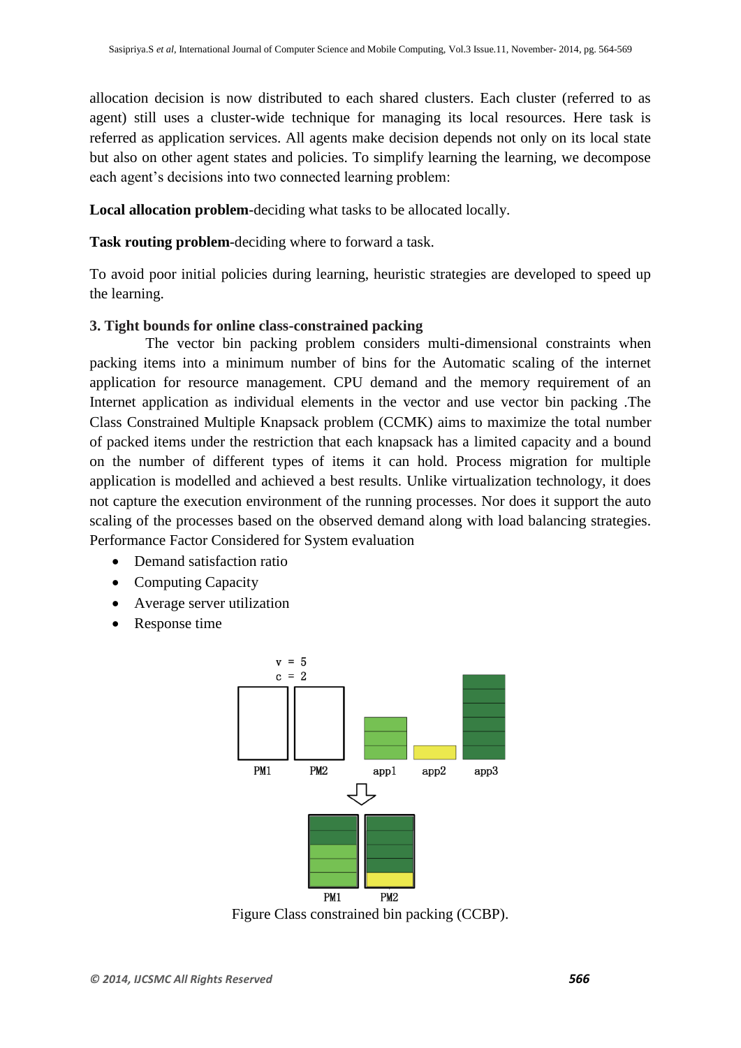allocation decision is now distributed to each shared clusters. Each cluster (referred to as agent) still uses a cluster-wide technique for managing its local resources. Here task is referred as application services. All agents make decision depends not only on its local state but also on other agent states and policies. To simplify learning the learning, we decompose each agent's decisions into two connected learning problem:

**Local allocation problem**-deciding what tasks to be allocated locally.

**Task routing problem**-deciding where to forward a task.

To avoid poor initial policies during learning, heuristic strategies are developed to speed up the learning.

### 3. Tight bounds for online class-constrained packing

The vector bin packing problem considers multi-dimensional constraints when packing items into a minimum number of bins for the Automatic scaling of the internet application for resource management. CPU demand and the memory requirement of an Internet application as individual elements in the vector and use vector bin packing .The Class Constrained Multiple Knapsack problem (CCMK) aims to maximize the total number of packed items under the restriction that each knapsack has a limited capacity and a bound on the number of different types of items it can hold. Process migration for multiple application is modelled and achieved a best results. Unlike virtualization technology, it does not capture the execution environment of the running processes. Nor does it support the auto scaling of the processes based on the observed demand along with load balancing strategies. Performance Factor Considered for System evaluation

- Demand satisfaction ratio
- Computing Capacity
- Average server utilization
- Response time

Figure Class constrained bin packing (CCBP).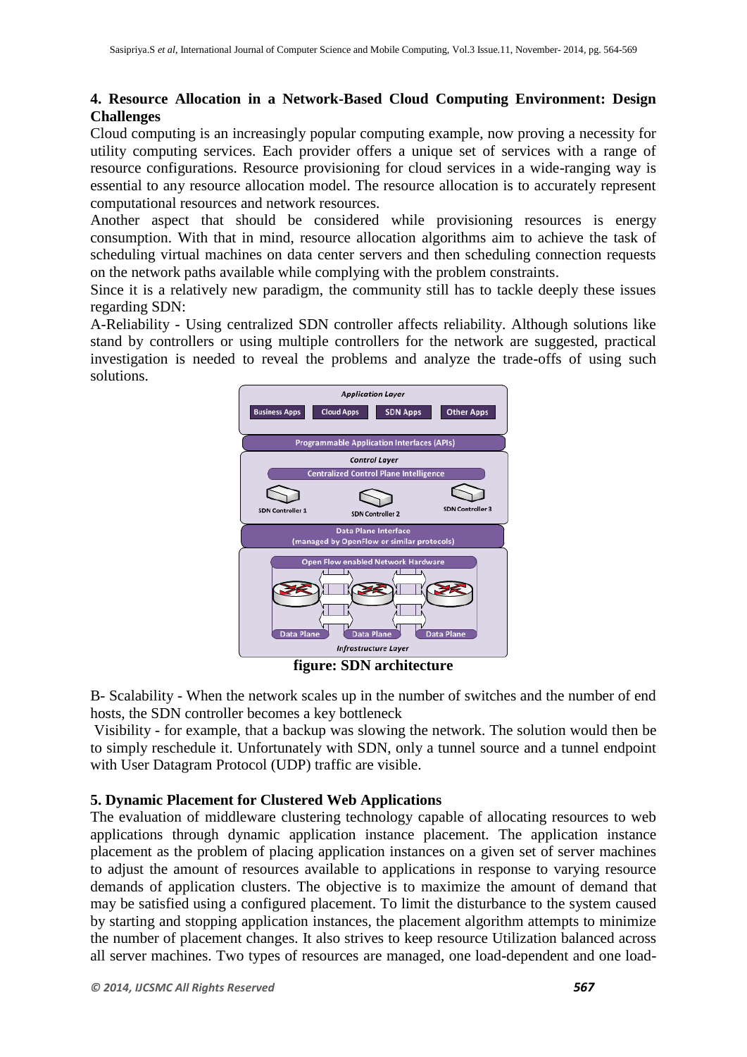## 4. Resource Allocation in a Network-Based Cloud Computing Environment: Design Challenges

Cloud computing is an increasingly popular computing example, now proving a necessity for utility computing services. Each provider offers a unique set of services with a range of resource configurations. Resource provisioning for cloud services in a wide-ranging way is essential to any resource allocation model. The resource allocation is to accurately represent computational resources and network resources.

Another aspect that should be considered while provisioning resources is energy consumption. With that in mind, resource allocation algorithms aim to achieve the task of scheduling virtual machines on data center servers and then scheduling connection requests on the network paths available while complying with the problem constraints.

Since it is a relatively new paradigm, the community still has to tackle deeply these issues regarding SDN:

A-Reliability - Using centralized SDN controller affects reliability. Although solutions like stand by controllers or using multiple controllers for the network are suggested, practical investigation is needed to reveal the problems and analyze the trade-offs of using such solutions.

**figure: SDN architecture**

B- Scalability - When the network scales up in the number of switches and the number of end hosts, the SDN controller becomes a key bottleneck

Visibility - for example, that a backup was slowing the network. The solution would then be to simply reschedule it. Unfortunately with SDN, only a tunnel source and a tunnel endpoint with User Datagram Protocol (UDP) traffic are visible.

## 5. Dynamic Placement for Clustered Web Applications

The evaluation of middleware clustering technology capable of allocating resources to web applications through dynamic application instance placement. The application instance placement as the problem of placing application instances on a given set of server machines to adjust the amount of resources available to applications in response to varying resource demands of application clusters. The objective is to maximize the amount of demand that may be satisfied using a configured placement. To limit the disturbance to the system caused by starting and stopping application instances, the placement algorithm attempts to minimize the number of placement changes. It also strives to keep resource Utilization balanced across all server machines. Two types of resources are managed, one load-dependent and one load-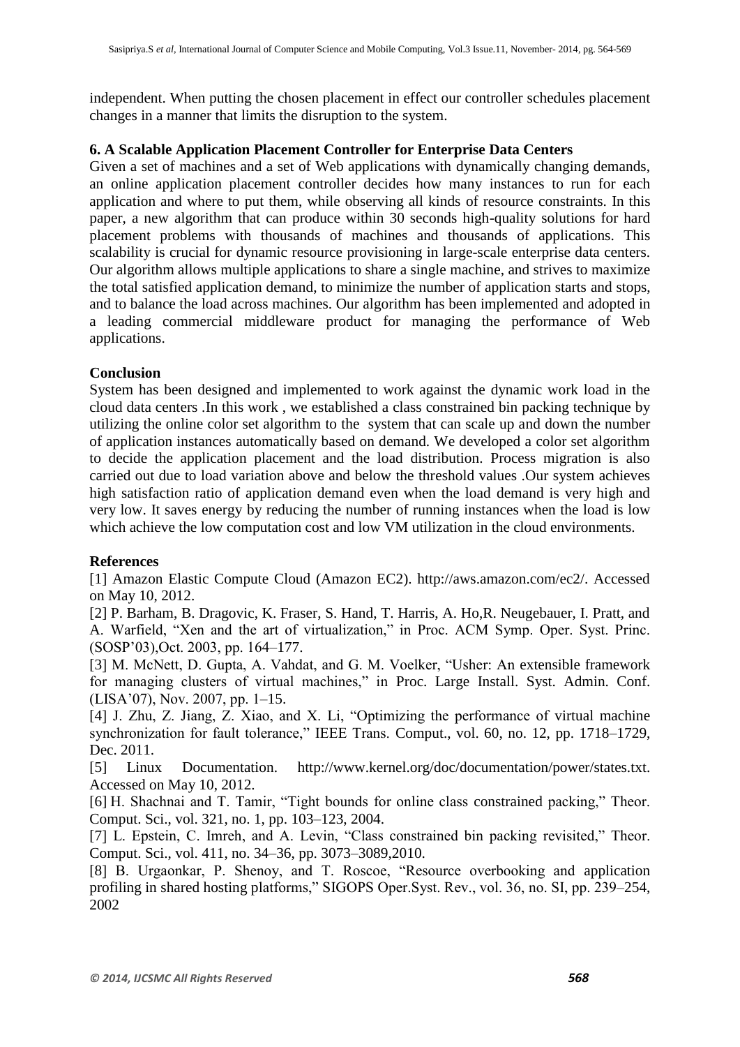independent. When putting the chosen placement in effect our controller schedules placement changes in a manner that limits the disruption to the system.

### 6. A Scalable Application Placement Controller for Enterprise Data Centers

Given a set of machines and a set of Web applications with dynamically changing demands, an online application placement controller decides how many instances to run for each application and where to put them, while observing all kinds of resource constraints. In this paper, a new algorithm that can produce within 30 seconds high-quality solutions for hard placement problems with thousands of machines and thousands of applications. This scalability is crucial for dynamic resource provisioning in large-scale enterprise data centers. Our algorithm allows multiple applications to share a single machine, and strives to maximize the total satisfied application demand, to minimize the number of application starts and stops, and to balance the load across machines. Our algorithm has been implemented and adopted in a leading commercial middleware product for managing the performance of Web applications.

## Conclusion

System has been designed and implemented to work against the dynamic work load in the cloud data centers .In this work , we established a class constrained bin packing technique by utilizing the online color set algorithm to the system that can scale up and down the number of application instances automatically based on demand. We developed a color set algorithm to decide the application placement and the load distribution. Process migration is also carried out due to load variation above and below the threshold values .Our system achieves high satisfaction ratio of application demand even when the load demand is very high and very low. It saves energy by reducing the number of running instances when the load is low which achieve the low computation cost and low VM utilization in the cloud environments.

## References

[1] Amazon Elastic Compute Cloud (Amazon EC2). http://aws.amazon.com/ec2/. Accessed on May 10, 2012.

[2] P. Barham, B. Dragovic, K. Fraser, S. Hand, T. Harris, A. Ho,R. Neugebauer, I. Pratt, and A. Warfield, "Xen and the art of virtualization," in Proc. ACM Symp. Oper. Syst. Princ. (SOSP'03),Oct. 2003, pp. 164–177.

[3] M. McNett, D. Gupta, A. Vahdat, and G. M. Voelker, "Usher: An extensible framework for managing clusters of virtual machines," in Proc. Large Install. Syst. Admin. Conf. (LISA'07), Nov. 2007, pp. 1–15.

[4] J. Zhu, Z. Jiang, Z. Xiao, and X. Li, "Optimizing the performance of virtual machine synchronization for fault tolerance," IEEE Trans. Comput., vol. 60, no. 12, pp. 1718–1729, Dec. 2011.

[5] Linux Documentation. http://www.kernel.org/doc/documentation/power/states.txt. Accessed on May 10, 2012.

[6] H. Shachnai and T. Tamir, "Tight bounds for online class constrained packing," Theor. Comput. Sci., vol. 321, no. 1, pp. 103–123, 2004.

[7] L. Epstein, C. Imreh, and A. Levin, "Class constrained bin packing revisited," Theor. Comput. Sci., vol. 411, no. 34–36, pp. 3073–3089,2010.

[8] B. Urgaonkar, P. Shenoy, and T. Roscoe, "Resource overbooking and application profiling in shared hosting platforms," SIGOPS Oper.Syst. Rev., vol. 36, no. SI, pp. 239–254, 2002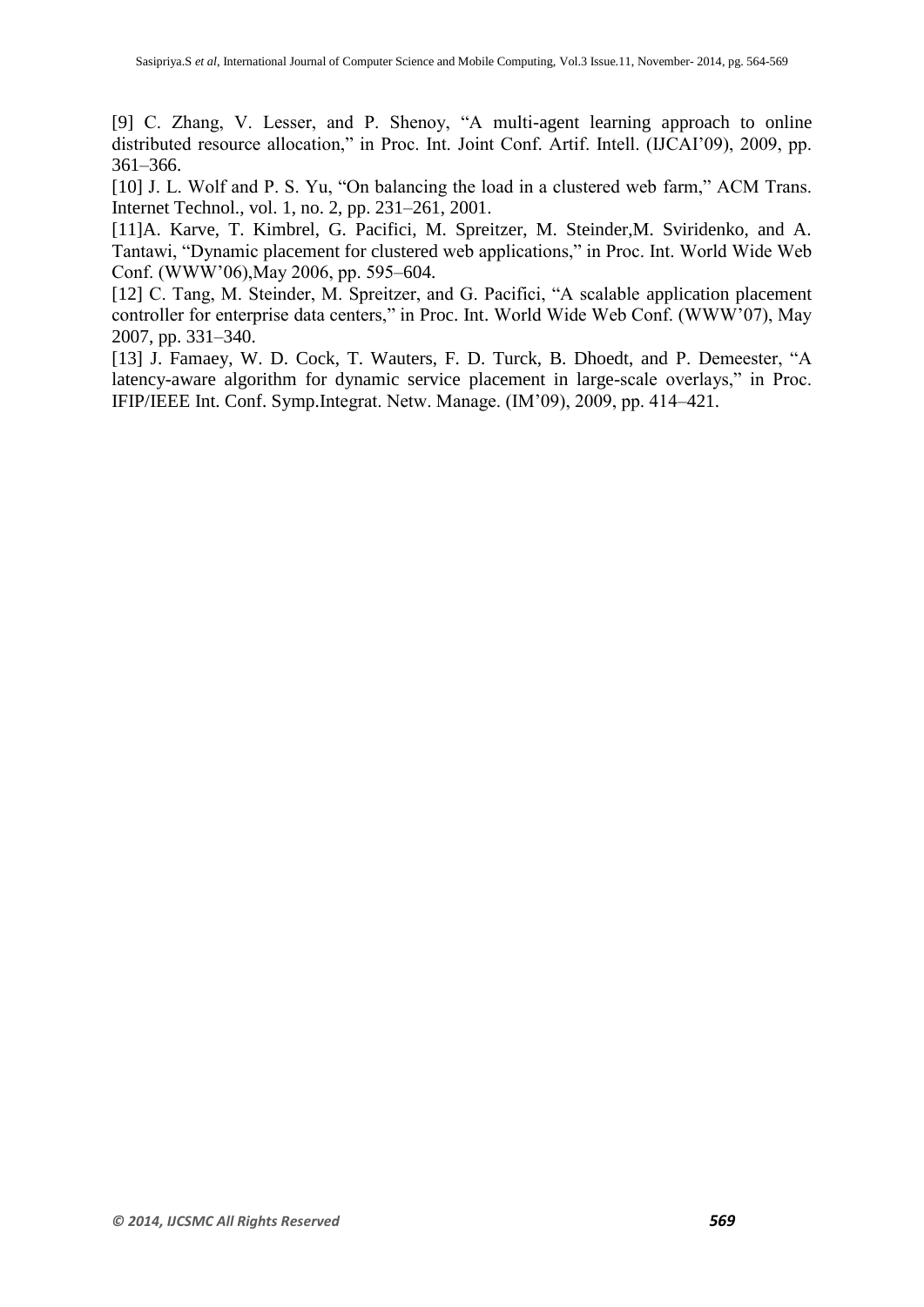[9] C. Zhang, V. Lesser, and P. Shenoy, "A multi-agent learning approach to online distributed resource allocation," in Proc. Int. Joint Conf. Artif. Intell. (IJCAI'09), 2009, pp. 361–366.

[10] J. L. Wolf and P. S. Yu, "On balancing the load in a clustered web farm," ACM Trans. Internet Technol., vol. 1, no. 2, pp. 231–261, 2001.

[11]A. Karve, T. Kimbrel, G. Pacifici, M. Spreitzer, M. Steinder,M. Sviridenko, and A. Tantawi, "Dynamic placement for clustered web applications," in Proc. Int. World Wide Web Conf. (WWW'06),May 2006, pp. 595–604.

[12] C. Tang, M. Steinder, M. Spreitzer, and G. Pacifici, "A scalable application placement controller for enterprise data centers," in Proc. Int. World Wide Web Conf. (WWW'07), May 2007, pp. 331–340.

[13] J. Famaey, W. D. Cock, T. Wauters, F. D. Turck, B. Dhoedt, and P. Demeester, "A latency-aware algorithm for dynamic service placement in large-scale overlays," in Proc. IFIP/IEEE Int. Conf. Symp.Integrat. Netw. Manage. (IM'09), 2009, pp. 414–421.